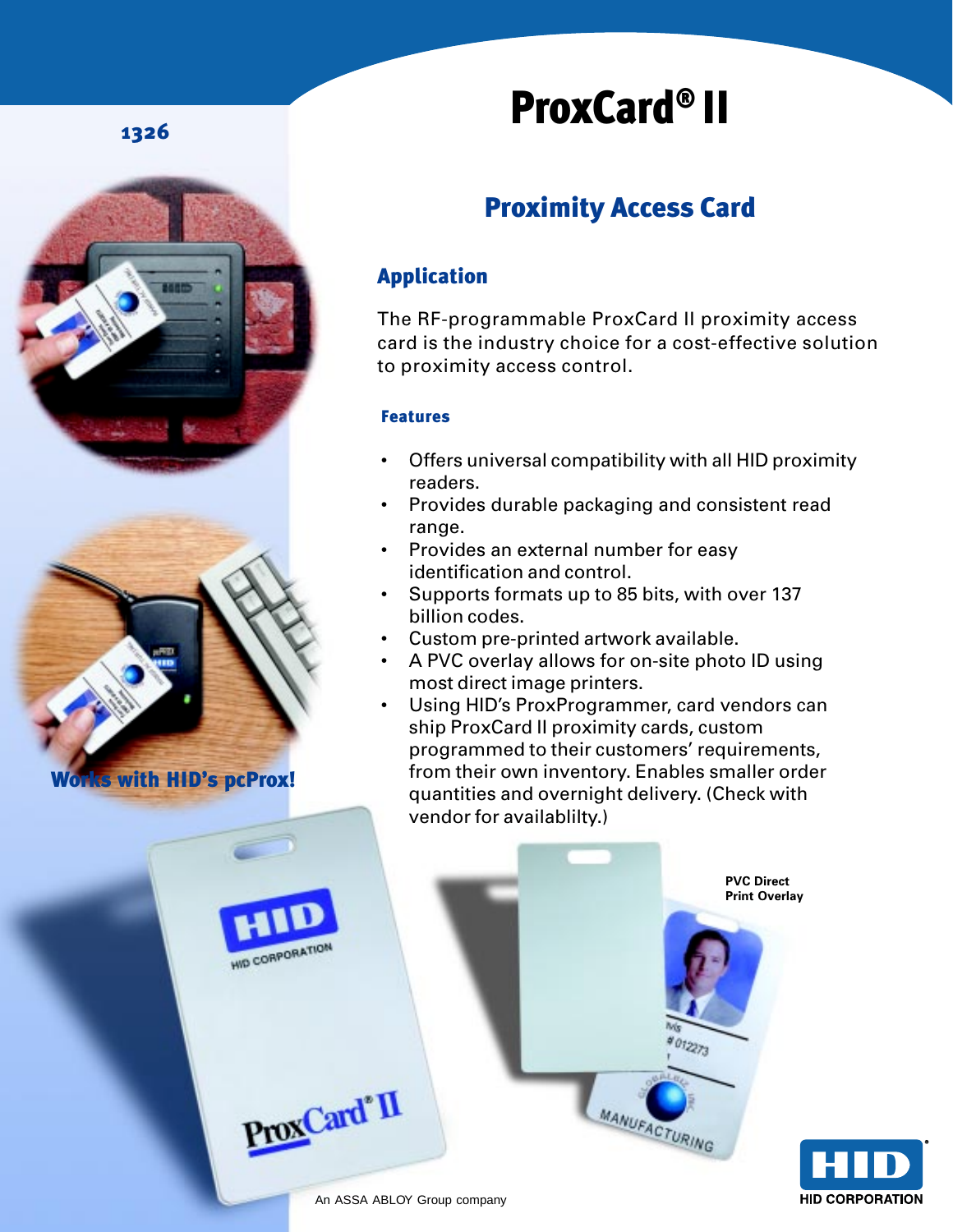1326

# ProxCard® II

## Proximity Access Card

### Application

The RF-programmable ProxCard II proximity access card is the industry choice for a cost-effective solution to proximity access control.

#### Features

- Offers universal compatibility with all HID proximity readers.
- Provides durable packaging and consistent read range.
- Provides an external number for easy identification and control.
- Supports formats up to 85 bits, with over 137 billion codes.
- Custom pre-printed artwork available.
- A PVC overlay allows for on-site photo ID using most direct image printers.
- Using HID's ProxProgrammer, card vendors can ship ProxCard II proximity cards, custom programmed to their customers' requirements, from their own inventory. Enables smaller order quantities and overnight delivery. (Check with vendor for availablilty.)

Works with HID's pcProx!

PVC Direct Print Overlay

An ASSA ABLOY Group company

HID CORPORATION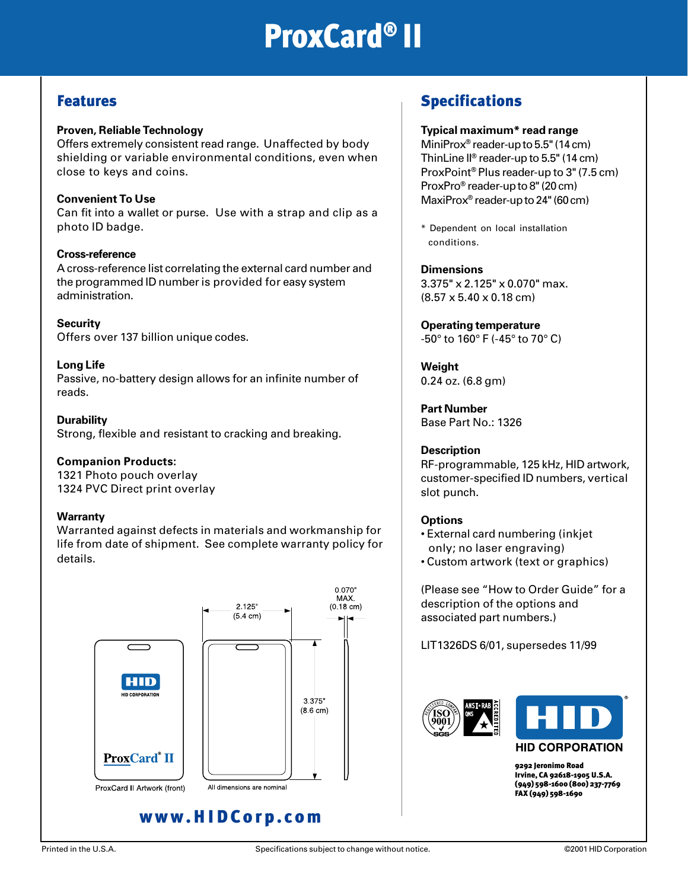# ProxCard® II

## Features

**Proven, Reliable Technology**
Offers extremely consistent read range. Unaffected by body shielding or variable environmental conditions, even when close to keys and coins.

**Convenient To Use**
Can fit into a wallet or purse. Use with a strap and clip as a photo ID badge.

**Cross-reference**
A cross-reference list correlating the external card number and the programmed ID number is provided for easy system administration.

**Security**
Offers over 137 billion unique codes.

**Long Life**
Passive, no-battery design allows for an infinite number of reads.

**Durability**
Strong, flexible and resistant to cracking and breaking.

**Companion Products:**
1321 Photo pouch overlay
1324 PVC Direct print overlay

**Warranty**
Warranted against defects in materials and workmanship for life from date of shipment. See complete warranty policy for details.

2.125"
(5.4 cm)

0.070"
MAX.
(0.18 cm)

3.375"
(8.6 cm)

HID
HID CORPORATION

ProxCard® II

ProxCard II Artwork (front)

All dimensions are nominal

**www.HIDCorp.com**

## Specifications

**Typical maximum* read range**
MiniProx® reader-up to 5.5" (14 cm)
ThinLine II® reader-up to 5.5" (14 cm)
ProxPoint® Plus reader-up to 3" (7.5 cm)
ProxPro® reader-up to 8" (20 cm)
MaxiProx® reader-up to 24" (60 cm)

* Dependent on local installation conditions.

**Dimensions**
3.375" x 2.125" x 0.070" max.
(8.57 x 5.40 x 0.18 cm)

**Operating temperature**
-50° to 160° F (-45° to 70° C)

**Weight**
0.24 oz. (6.8 gm)

**Part Number**
Base Part No.: 1326

**Description**
RF-programmable, 125 kHz, HID artwork, customer-specified ID numbers, vertical slot punch.

**Options**
- External card numbering (inkjet only; no laser engraving)
- Custom artwork (text or graphics)

(Please see "How to Order Guide" for a description of the options and associated part numbers.)

LIT1326DS 6/01, supersedes 11/99

HID CORPORATION

9292 Jeronimo Road
Irvine, CA 92618-1905 U.S.A.
(949) 598-1600 (800) 237-7769
FAX (949) 598-1690

Printed in the U.S.A. Specifications subject to change without notice. ©2001 HID Corporation